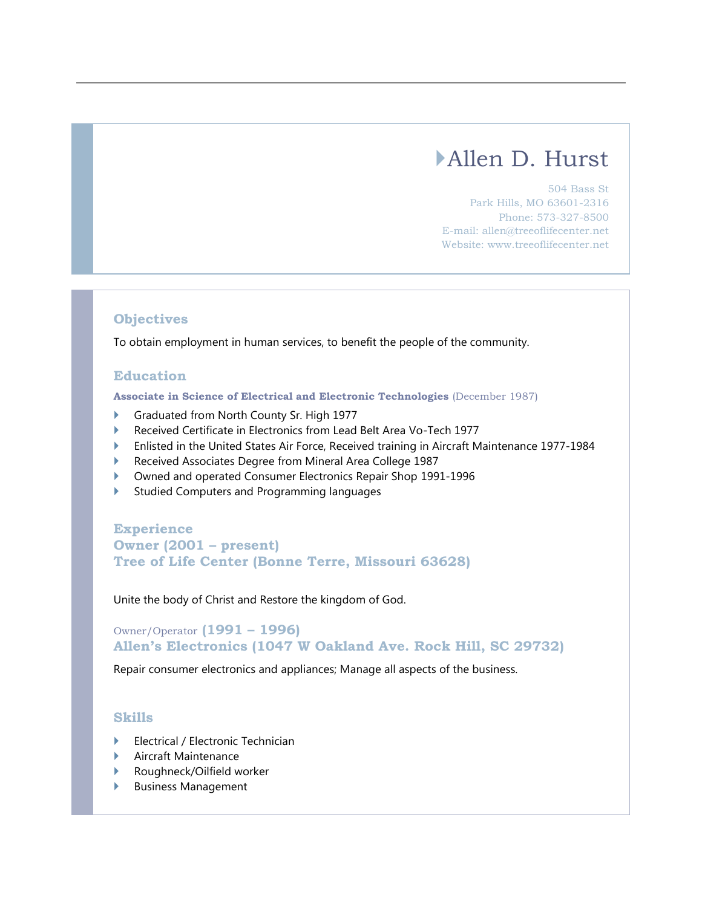# Allen D. Hurst

504 Bass St
Park Hills, MO 63601-2316
Phone: 573-327-8500
E-mail: allen@treeoflifecenter.net
Website: www.treeoflifecenter.net

## Objectives

To obtain employment in human services, to benefit the people of the community.

## Education

**Associate in Science of Electrical and Electronic Technologies** (December 1987)

- Graduated from North County Sr. High 1977
- Received Certificate in Electronics from Lead Belt Area Vo-Tech 1977
- Enlisted in the United States Air Force, Received training in Aircraft Maintenance 1977-1984
- Received Associates Degree from Mineral Area College 1987
- Owned and operated Consumer Electronics Repair Shop 1991-1996
- Studied Computers and Programming languages

## Experience

### Owner (2001 – present)
### Tree of Life Center (Bonne Terre, Missouri 63628)

Unite the body of Christ and Restore the kingdom of God.

### Owner/Operator (1991 – 1996)
### Allen's Electronics (1047 W Oakland Ave. Rock Hill, SC 29732)

Repair consumer electronics and appliances; Manage all aspects of the business.

## Skills

- Electrical / Electronic Technician
- Aircraft Maintenance
- Roughneck/Oilfield worker
- Business Management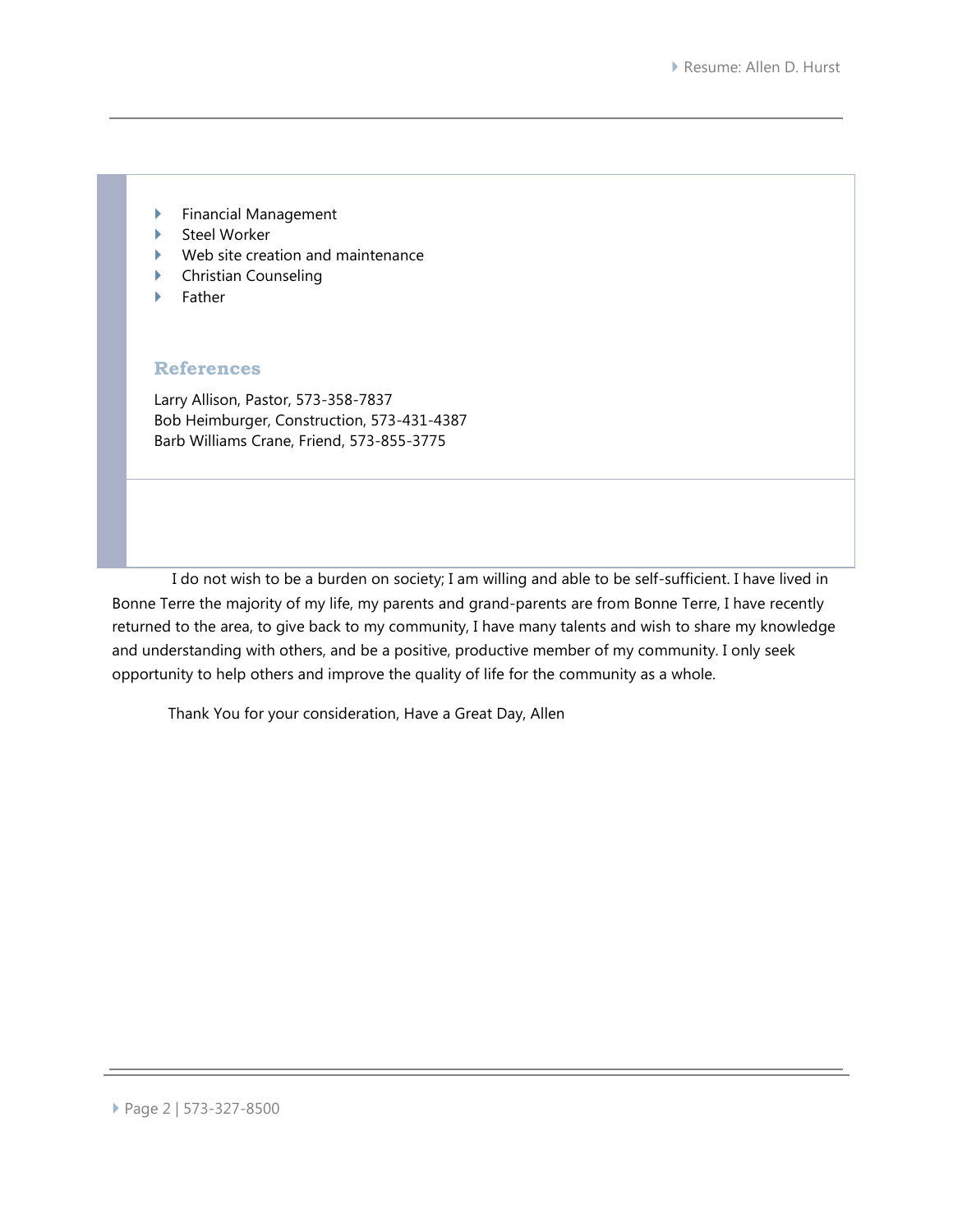- Financial Management
- Steel Worker
- Web site creation and maintenance
- Christian Counseling
- Father

## References

Larry Allison, Pastor, 573-358-7837
Bob Heimburger, Construction, 573-431-4387
Barb Williams Crane, Friend, 573-855-3775

I do not wish to be a burden on society; I am willing and able to be self-sufficient. I have lived in Bonne Terre the majority of my life, my parents and grand-parents are from Bonne Terre, I have recently returned to the area, to give back to my community, I have many talents and wish to share my knowledge and understanding with others, and be a positive, productive member of my community. I only seek opportunity to help others and improve the quality of life for the community as a whole.

Thank You for your consideration, Have a Great Day, Allen